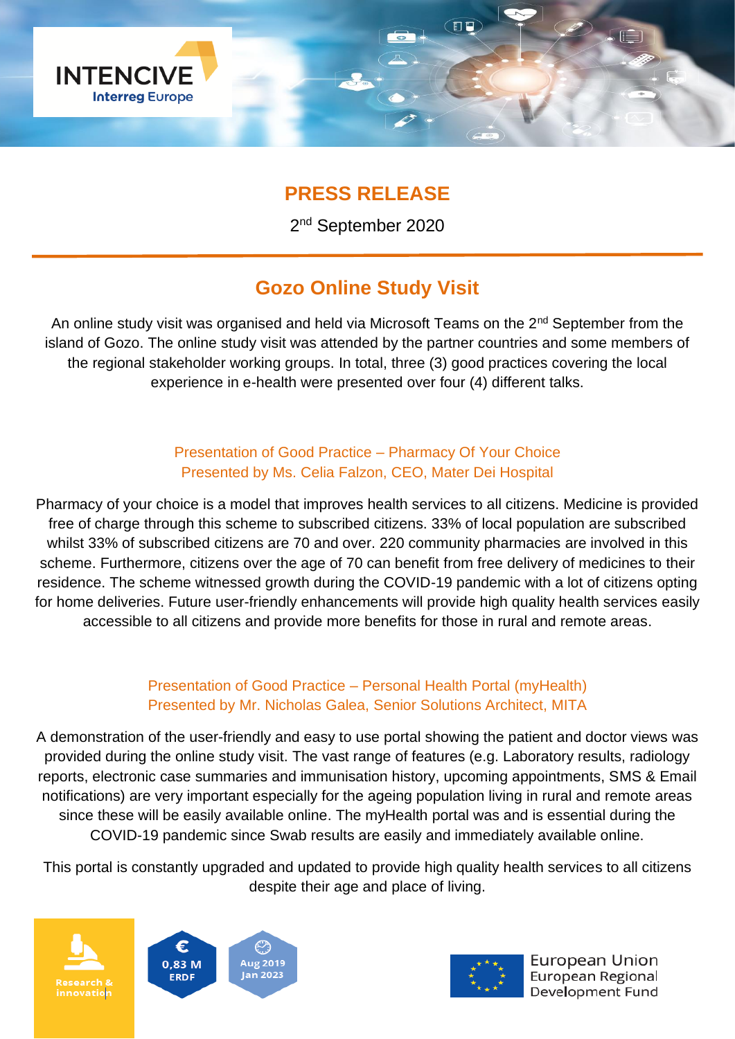INTENCIVE
Interreg Europe

# PRESS RELEASE

2nd September 2020

## Gozo Online Study Visit

An online study visit was organised and held via Microsoft Teams on the 2nd September from the island of Gozo. The online study visit was attended by the partner countries and some members of the regional stakeholder working groups. In total, three (3) good practices covering the local experience in e-health were presented over four (4) different talks.

### Presentation of Good Practice – Pharmacy Of Your Choice
Presented by Ms. Celia Falzon, CEO, Mater Dei Hospital

Pharmacy of your choice is a model that improves health services to all citizens. Medicine is provided free of charge through this scheme to subscribed citizens. 33% of local population are subscribed whilst 33% of subscribed citizens are 70 and over. 220 community pharmacies are involved in this scheme. Furthermore, citizens over the age of 70 can benefit from free delivery of medicines to their residence. The scheme witnessed growth during the COVID-19 pandemic with a lot of citizens opting for home deliveries. Future user-friendly enhancements will provide high quality health services easily accessible to all citizens and provide more benefits for those in rural and remote areas.

### Presentation of Good Practice – Personal Health Portal (myHealth)
Presented by Mr. Nicholas Galea, Senior Solutions Architect, MITA

A demonstration of the user-friendly and easy to use portal showing the patient and doctor views was provided during the online study visit. The vast range of features (e.g. Laboratory results, radiology reports, electronic case summaries and immunisation history, upcoming appointments, SMS & Email notifications) are very important especially for the ageing population living in rural and remote areas since these will be easily available online. The myHealth portal was and is essential during the COVID-19 pandemic since Swab results are easily and immediately available online.

This portal is constantly upgraded and updated to provide high quality health services to all citizens despite their age and place of living.

Research & innovation

0,83 M ERDF

Aug 2019 Jan 2023

European Union
European Regional Development Fund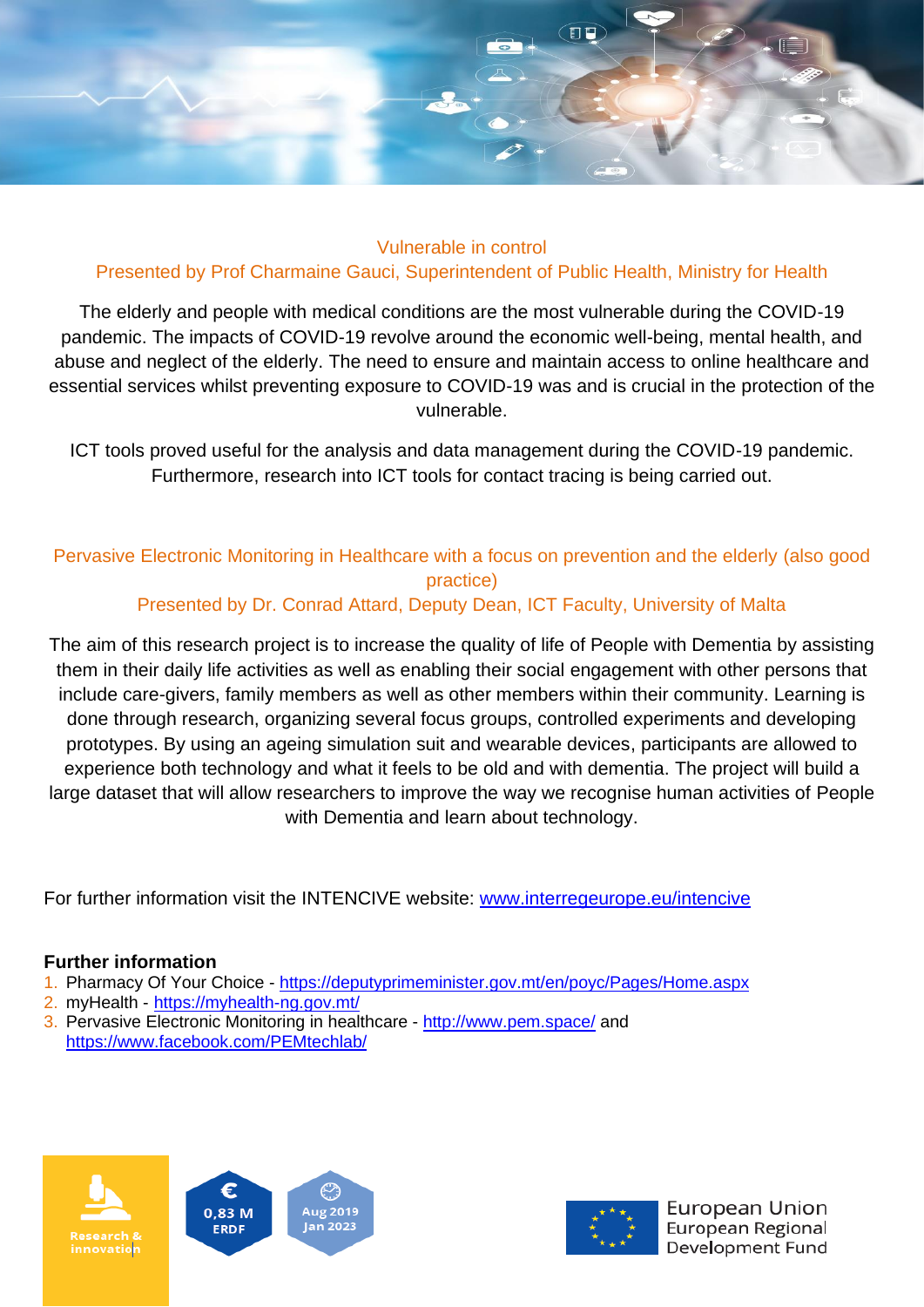## Vulnerable in control

Presented by Prof Charmaine Gauci, Superintendent of Public Health, Ministry for Health

The elderly and people with medical conditions are the most vulnerable during the COVID-19 pandemic. The impacts of COVID-19 revolve around the economic well-being, mental health, and abuse and neglect of the elderly. The need to ensure and maintain access to online healthcare and essential services whilst preventing exposure to COVID-19 was and is crucial in the protection of the vulnerable.

ICT tools proved useful for the analysis and data management during the COVID-19 pandemic. Furthermore, research into ICT tools for contact tracing is being carried out.

## Pervasive Electronic Monitoring in Healthcare with a focus on prevention and the elderly (also good practice)

Presented by Dr. Conrad Attard, Deputy Dean, ICT Faculty, University of Malta

The aim of this research project is to increase the quality of life of People with Dementia by assisting them in their daily life activities as well as enabling their social engagement with other persons that include care-givers, family members as well as other members within their community. Learning is done through research, organizing several focus groups, controlled experiments and developing prototypes. By using an ageing simulation suit and wearable devices, participants are allowed to experience both technology and what it feels to be old and with dementia. The project will build a large dataset that will allow researchers to improve the way we recognise human activities of People with Dementia and learn about technology.

For further information visit the INTENCIVE website: [www.interregeurope.eu/intencive](http://www.interregeurope.eu/intencive)

**Further information**

1. Pharmacy Of Your Choice - https://deputyprimeminister.gov.mt/en/poyc/Pages/Home.aspx
2. myHealth - https://myhealth-ng.gov.mt/
3. Pervasive Electronic Monitoring in healthcare - http://www.pem.space/ and https://www.facebook.com/PEMtechlab/

Research & innovation

0,83 M ERDF

Aug 2019 Jan 2023

European Union
European Regional Development Fund